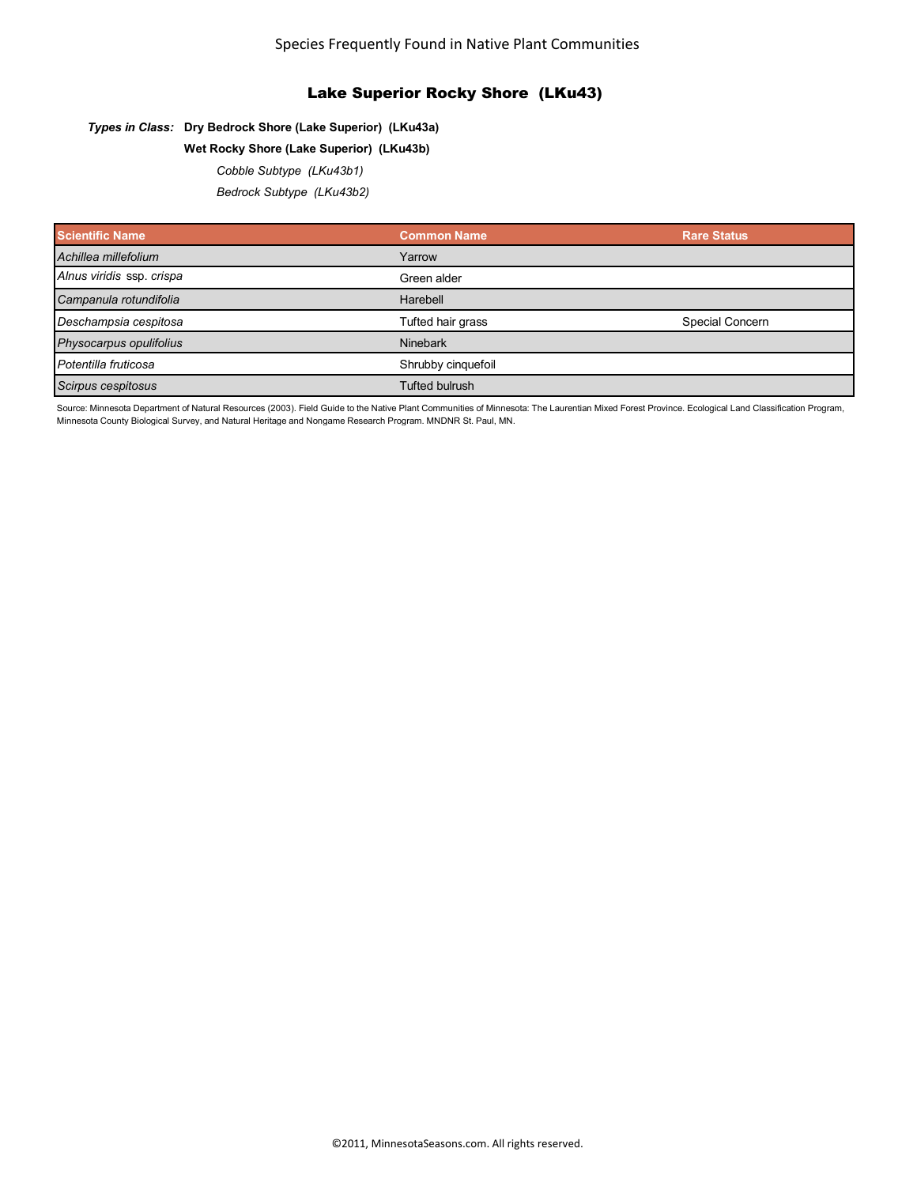Species Frequently Found in Native Plant Communities

# Lake Superior Rocky Shore (LKu43)

***Types in Class:*** **Dry Bedrock Shore (Lake Superior) (LKu43a)**

**Wet Rocky Shore (Lake Superior) (LKu43b)**

*Cobble Subtype (LKu43b1)*

*Bedrock Subtype (LKu43b2)*

| Scientific Name | Common Name | Rare Status |
|---|---|---|
| *Achillea millefolium* | Yarrow | |
| *Alnus viridis* ssp. *crispa* | Green alder | |
| *Campanula rotundifolia* | Harebell | |
| *Deschampsia cespitosa* | Tufted hair grass | Special Concern |
| *Physocarpus opulifolius* | Ninebark | |
| *Potentilla fruticosa* | Shrubby cinquefoil | |
| *Scirpus cespitosus* | Tufted bulrush | |

Source: Minnesota Department of Natural Resources (2003). Field Guide to the Native Plant Communities of Minnesota: The Laurentian Mixed Forest Province. Ecological Land Classification Program, Minnesota County Biological Survey, and Natural Heritage and Nongame Research Program. MNDNR St. Paul, MN.

©2011, MinnesotaSeasons.com. All rights reserved.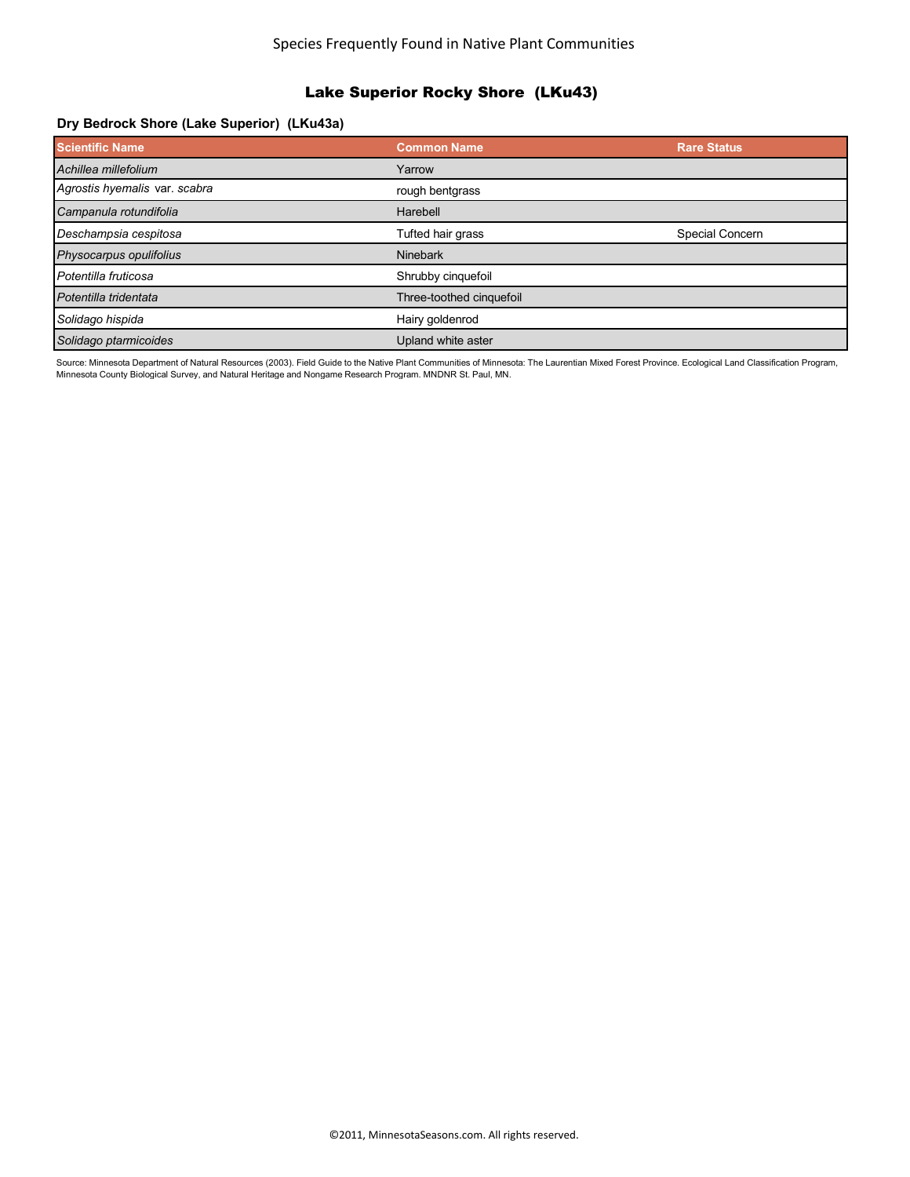Species Frequently Found in Native Plant Communities

# Lake Superior Rocky Shore (LKu43)

## Dry Bedrock Shore (Lake Superior) (LKu43a)

| Scientific Name | Common Name | Rare Status |
|---|---|---|
| *Achillea millefolium* | Yarrow | |
| *Agrostis hyemalis* var. *scabra* | rough bentgrass | |
| *Campanula rotundifolia* | Harebell | |
| *Deschampsia cespitosa* | Tufted hair grass | Special Concern |
| *Physocarpus opulifolius* | Ninebark | |
| *Potentilla fruticosa* | Shrubby cinquefoil | |
| *Potentilla tridentata* | Three-toothed cinquefoil | |
| *Solidago hispida* | Hairy goldenrod | |
| *Solidago ptarmicoides* | Upland white aster | |

Source: Minnesota Department of Natural Resources (2003). Field Guide to the Native Plant Communities of Minnesota: The Laurentian Mixed Forest Province. Ecological Land Classification Program, Minnesota County Biological Survey, and Natural Heritage and Nongame Research Program. MNDNR St. Paul, MN.

©2011, MinnesotaSeasons.com. All rights reserved.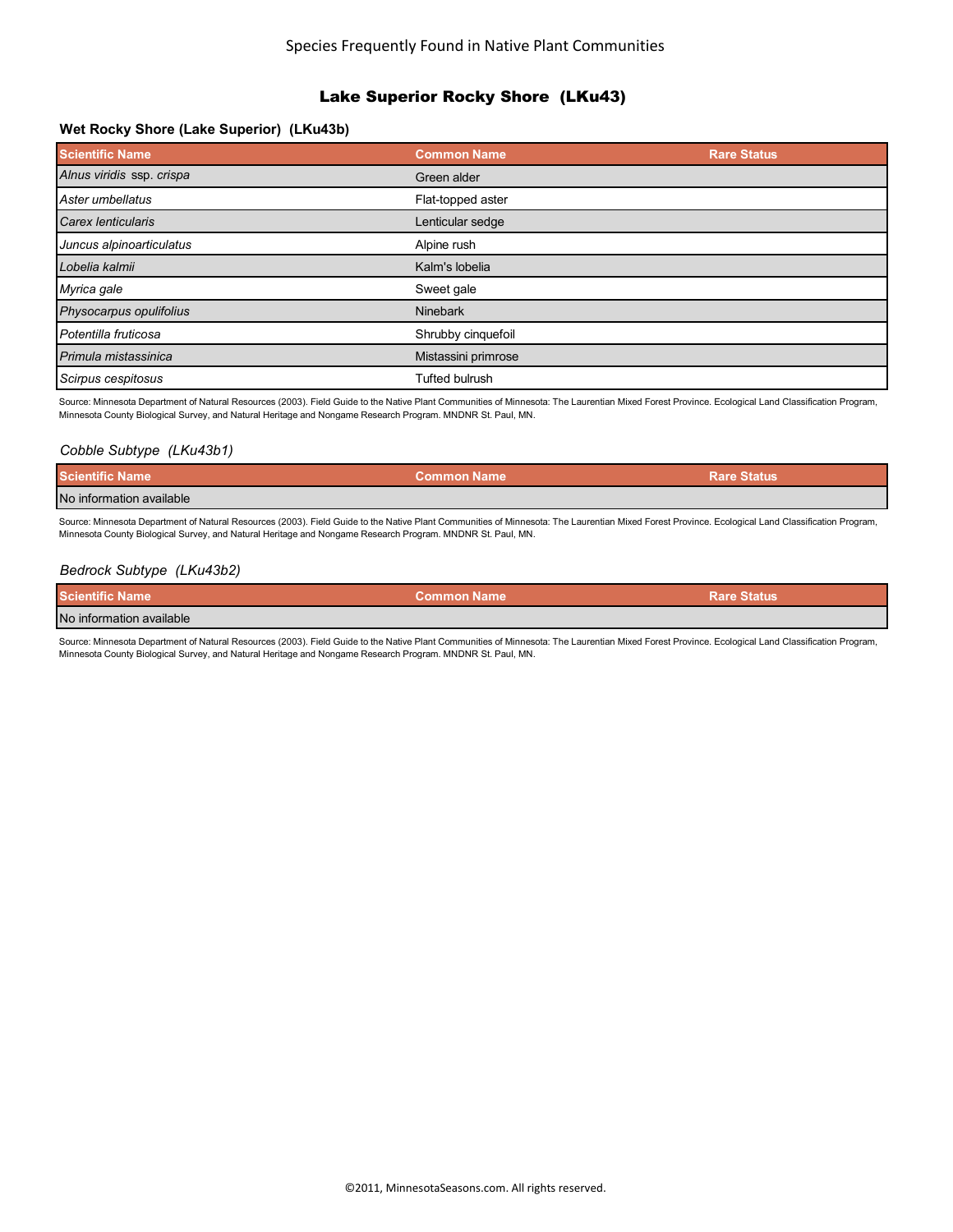Species Frequently Found in Native Plant Communities

## Lake Superior Rocky Shore (LKu43)

### Wet Rocky Shore (Lake Superior) (LKu43b)

| Scientific Name | Common Name | Rare Status |
|---|---|---|
| *Alnus viridis* ssp. *crispa* | Green alder | |
| *Aster umbellatus* | Flat-topped aster | |
| *Carex lenticularis* | Lenticular sedge | |
| *Juncus alpinoarticulatus* | Alpine rush | |
| *Lobelia kalmii* | Kalm's lobelia | |
| *Myrica gale* | Sweet gale | |
| *Physocarpus opulifolius* | Ninebark | |
| *Potentilla fruticosa* | Shrubby cinquefoil | |
| *Primula mistassinica* | Mistassini primrose | |
| *Scirpus cespitosus* | Tufted bulrush | |

Source: Minnesota Department of Natural Resources (2003). Field Guide to the Native Plant Communities of Minnesota: The Laurentian Mixed Forest Province. Ecological Land Classification Program, Minnesota County Biological Survey, and Natural Heritage and Nongame Research Program. MNDNR St. Paul, MN.

### *Cobble Subtype (LKu43b1)*

| Scientific Name | Common Name | Rare Status |
|---|---|---|
| No information available | | |

Source: Minnesota Department of Natural Resources (2003). Field Guide to the Native Plant Communities of Minnesota: The Laurentian Mixed Forest Province. Ecological Land Classification Program, Minnesota County Biological Survey, and Natural Heritage and Nongame Research Program. MNDNR St. Paul, MN.

### *Bedrock Subtype (LKu43b2)*

| Scientific Name | Common Name | Rare Status |
|---|---|---|
| No information available | | |

Source: Minnesota Department of Natural Resources (2003). Field Guide to the Native Plant Communities of Minnesota: The Laurentian Mixed Forest Province. Ecological Land Classification Program, Minnesota County Biological Survey, and Natural Heritage and Nongame Research Program. MNDNR St. Paul, MN.

©2011, MinnesotaSeasons.com. All rights reserved.